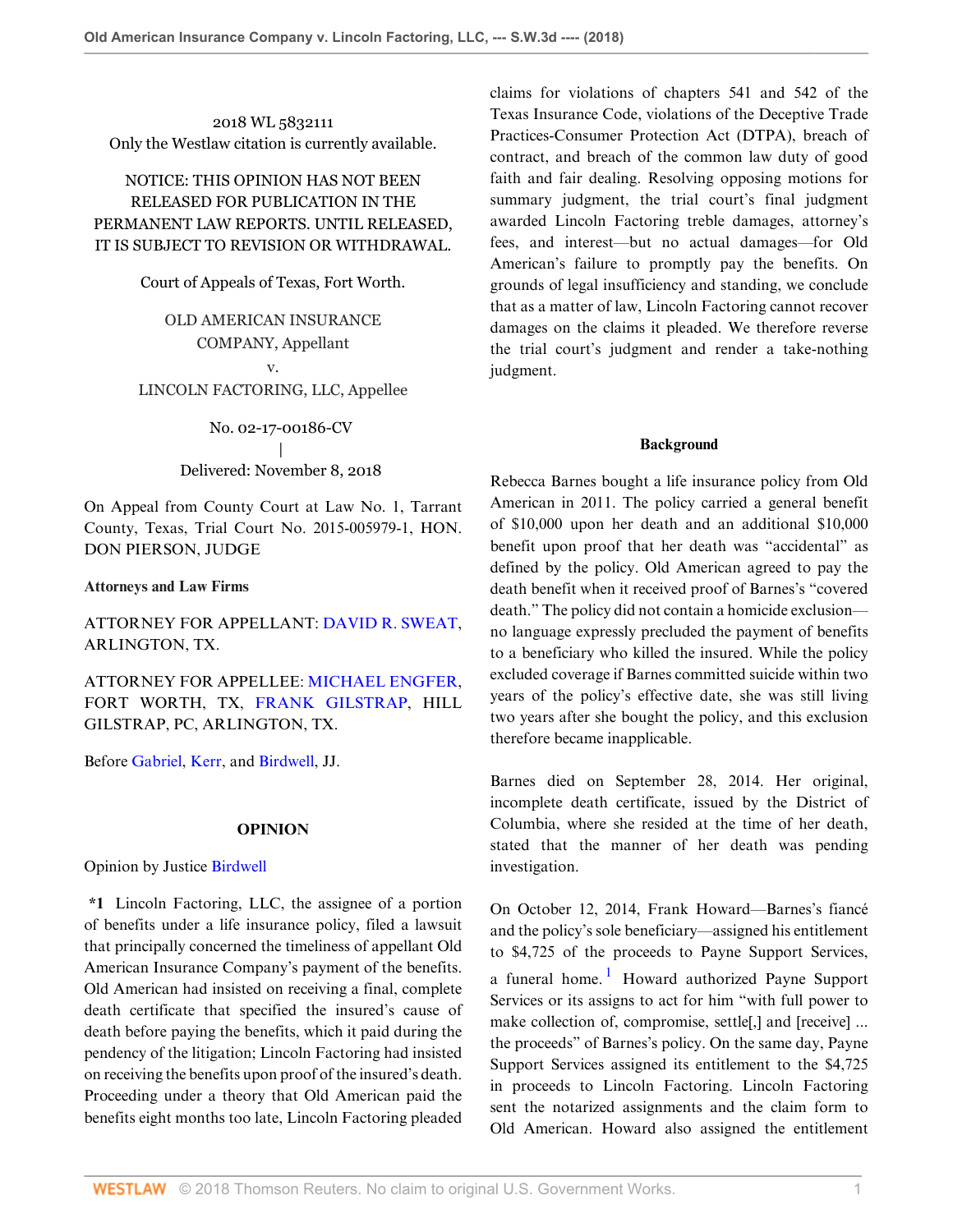2018 WL 5832111

Only the Westlaw citation is currently available.

NOTICE: THIS OPINION HAS NOT BEEN RELEASED FOR PUBLICATION IN THE PERMANENT LAW REPORTS. UNTIL RELEASED, IT IS SUBJECT TO REVISION OR WITHDRAWAL.

Court of Appeals of Texas, Fort Worth.

OLD AMERICAN INSURANCE COMPANY, Appellant
v.
LINCOLN FACTORING, LLC, Appellee

No. 02-17-00186-CV
|
Delivered: November 8, 2018

On Appeal from County Court at Law No. 1, Tarrant County, Texas, Trial Court No. 2015-005979-1, HON. DON PIERSON, JUDGE

**Attorneys and Law Firms**

ATTORNEY FOR APPELLANT: DAVID R. SWEAT, ARLINGTON, TX.

ATTORNEY FOR APPELLEE: MICHAEL ENGFER, FORT WORTH, TX, FRANK GILSTRAP, HILL GILSTRAP, PC, ARLINGTON, TX.

Before Gabriel, Kerr, and Birdwell, JJ.

## OPINION

Opinion by Justice Birdwell

**\*1** Lincoln Factoring, LLC, the assignee of a portion of benefits under a life insurance policy, filed a lawsuit that principally concerned the timeliness of appellant Old American Insurance Company's payment of the benefits. Old American had insisted on receiving a final, complete death certificate that specified the insured's cause of death before paying the benefits, which it paid during the pendency of the litigation; Lincoln Factoring had insisted on receiving the benefits upon proof of the insured's death. Proceeding under a theory that Old American paid the benefits eight months too late, Lincoln Factoring pleaded claims for violations of chapters 541 and 542 of the Texas Insurance Code, violations of the Deceptive Trade Practices-Consumer Protection Act (DTPA), breach of contract, and breach of the common law duty of good faith and fair dealing. Resolving opposing motions for summary judgment, the trial court's final judgment awarded Lincoln Factoring treble damages, attorney's fees, and interest—but no actual damages—for Old American's failure to promptly pay the benefits. On grounds of legal insufficiency and standing, we conclude that as a matter of law, Lincoln Factoring cannot recover damages on the claims it pleaded. We therefore reverse the trial court's judgment and render a take-nothing judgment.

### Background

Rebecca Barnes bought a life insurance policy from Old American in 2011. The policy carried a general benefit of $10,000 upon her death and an additional $10,000 benefit upon proof that her death was "accidental" as defined by the policy. Old American agreed to pay the death benefit when it received proof of Barnes's "covered death." The policy did not contain a homicide exclusion—no language expressly precluded the payment of benefits to a beneficiary who killed the insured. While the policy excluded coverage if Barnes committed suicide within two years of the policy's effective date, she was still living two years after she bought the policy, and this exclusion therefore became inapplicable.

Barnes died on September 28, 2014. Her original, incomplete death certificate, issued by the District of Columbia, where she resided at the time of her death, stated that the manner of her death was pending investigation.

On October 12, 2014, Frank Howard—Barnes's fiancé and the policy's sole beneficiary—assigned his entitlement to $4,725 of the proceeds to Payne Support Services, a funeral home.[1] Howard authorized Payne Support Services or its assigns to act for him "with full power to make collection of, compromise, settle[,] and [receive] ... the proceeds" of Barnes's policy. On the same day, Payne Support Services assigned its entitlement to the $4,725 in proceeds to Lincoln Factoring. Lincoln Factoring sent the notarized assignments and the claim form to Old American. Howard also assigned the entitlement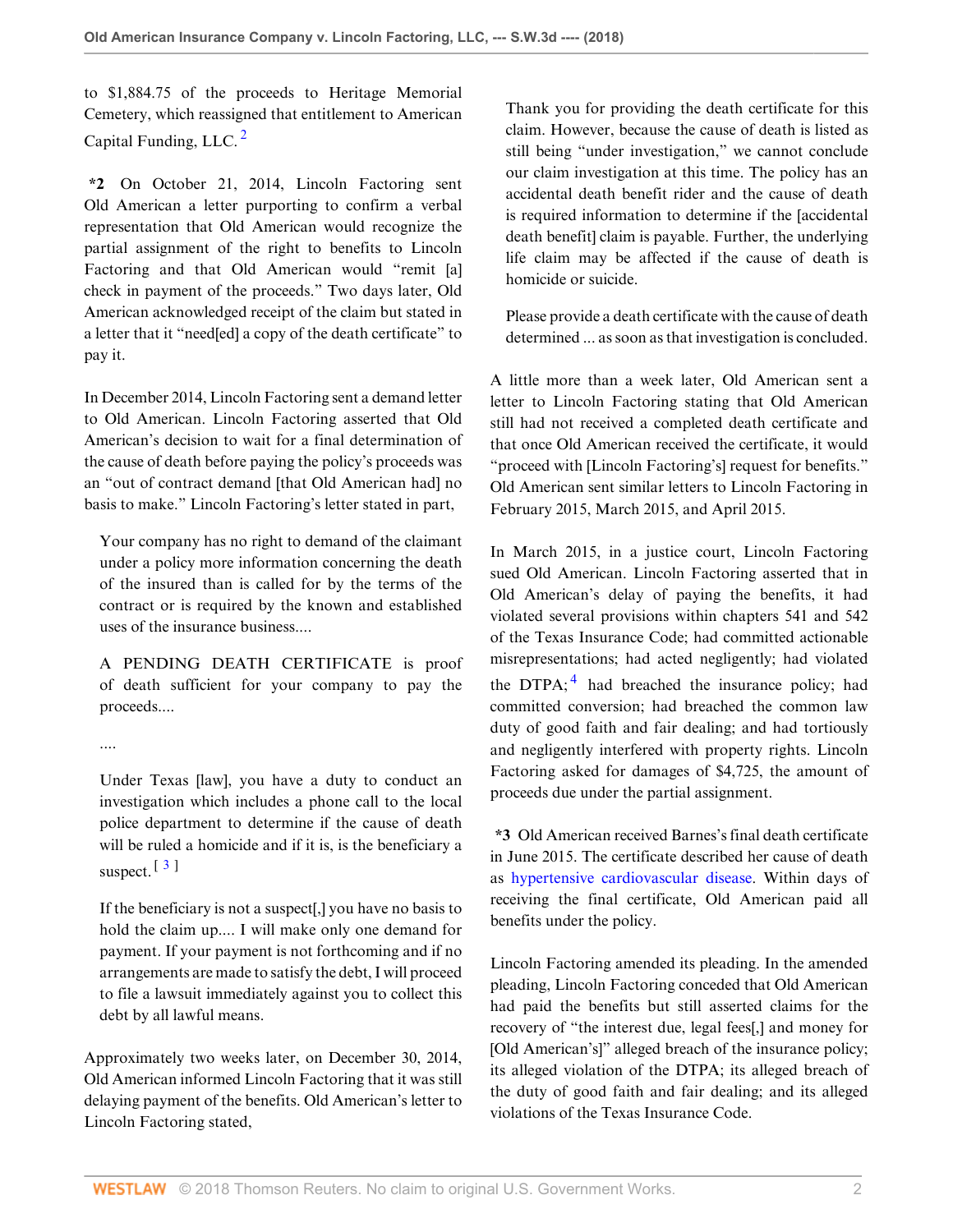to $1,884.75 of the proceeds to Heritage Memorial Cemetery, which reassigned that entitlement to American Capital Funding, LLC.[2]

**\*2** On October 21, 2014, Lincoln Factoring sent Old American a letter purporting to confirm a verbal representation that Old American would recognize the partial assignment of the right to benefits to Lincoln Factoring and that Old American would "remit [a] check in payment of the proceeds." Two days later, Old American acknowledged receipt of the claim but stated in a letter that it "need[ed] a copy of the death certificate" to pay it.

In December 2014, Lincoln Factoring sent a demand letter to Old American. Lincoln Factoring asserted that Old American's decision to wait for a final determination of the cause of death before paying the policy's proceeds was an "out of contract demand [that Old American had] no basis to make." Lincoln Factoring's letter stated in part,

> Your company has no right to demand of the claimant under a policy more information concerning the death of the insured than is called for by the terms of the contract or is required by the known and established uses of the insurance business....
>
> A PENDING DEATH CERTIFICATE is proof of death sufficient for your company to pay the proceeds....
>
> ....
>
> Under Texas [law], you have a duty to conduct an investigation which includes a phone call to the local police department to determine if the cause of death will be ruled a homicide and if it is, is the beneficiary a suspect.[3]
>
> If the beneficiary is not a suspect[,] you have no basis to hold the claim up.... I will make only one demand for payment. If your payment is not forthcoming and if no arrangements are made to satisfy the debt, I will proceed to file a lawsuit immediately against you to collect this debt by all lawful means.

Approximately two weeks later, on December 30, 2014, Old American informed Lincoln Factoring that it was still delaying payment of the benefits. Old American's letter to Lincoln Factoring stated,

> Thank you for providing the death certificate for this claim. However, because the cause of death is listed as still being "under investigation," we cannot conclude our claim investigation at this time. The policy has an accidental death benefit rider and the cause of death is required information to determine if the [accidental death benefit] claim is payable. Further, the underlying life claim may be affected if the cause of death is homicide or suicide.
>
> Please provide a death certificate with the cause of death determined ... as soon as that investigation is concluded.

A little more than a week later, Old American sent a letter to Lincoln Factoring stating that Old American still had not received a completed death certificate and that once Old American received the certificate, it would "proceed with [Lincoln Factoring's] request for benefits." Old American sent similar letters to Lincoln Factoring in February 2015, March 2015, and April 2015.

In March 2015, in a justice court, Lincoln Factoring sued Old American. Lincoln Factoring asserted that in Old American's delay of paying the benefits, it had violated several provisions within chapters 541 and 542 of the Texas Insurance Code; had committed actionable misrepresentations; had acted negligently; had violated the DTPA;[4] had breached the insurance policy; had committed conversion; had breached the common law duty of good faith and fair dealing; and had tortiously and negligently interfered with property rights. Lincoln Factoring asked for damages of $4,725, the amount of proceeds due under the partial assignment.

**\*3** Old American received Barnes's final death certificate in June 2015. The certificate described her cause of death as hypertensive cardiovascular disease. Within days of receiving the final certificate, Old American paid all benefits under the policy.

Lincoln Factoring amended its pleading. In the amended pleading, Lincoln Factoring conceded that Old American had paid the benefits but still asserted claims for the recovery of "the interest due, legal fees[,] and money for [Old American's]" alleged breach of the insurance policy; its alleged violation of the DTPA; its alleged breach of the duty of good faith and fair dealing; and its alleged violations of the Texas Insurance Code.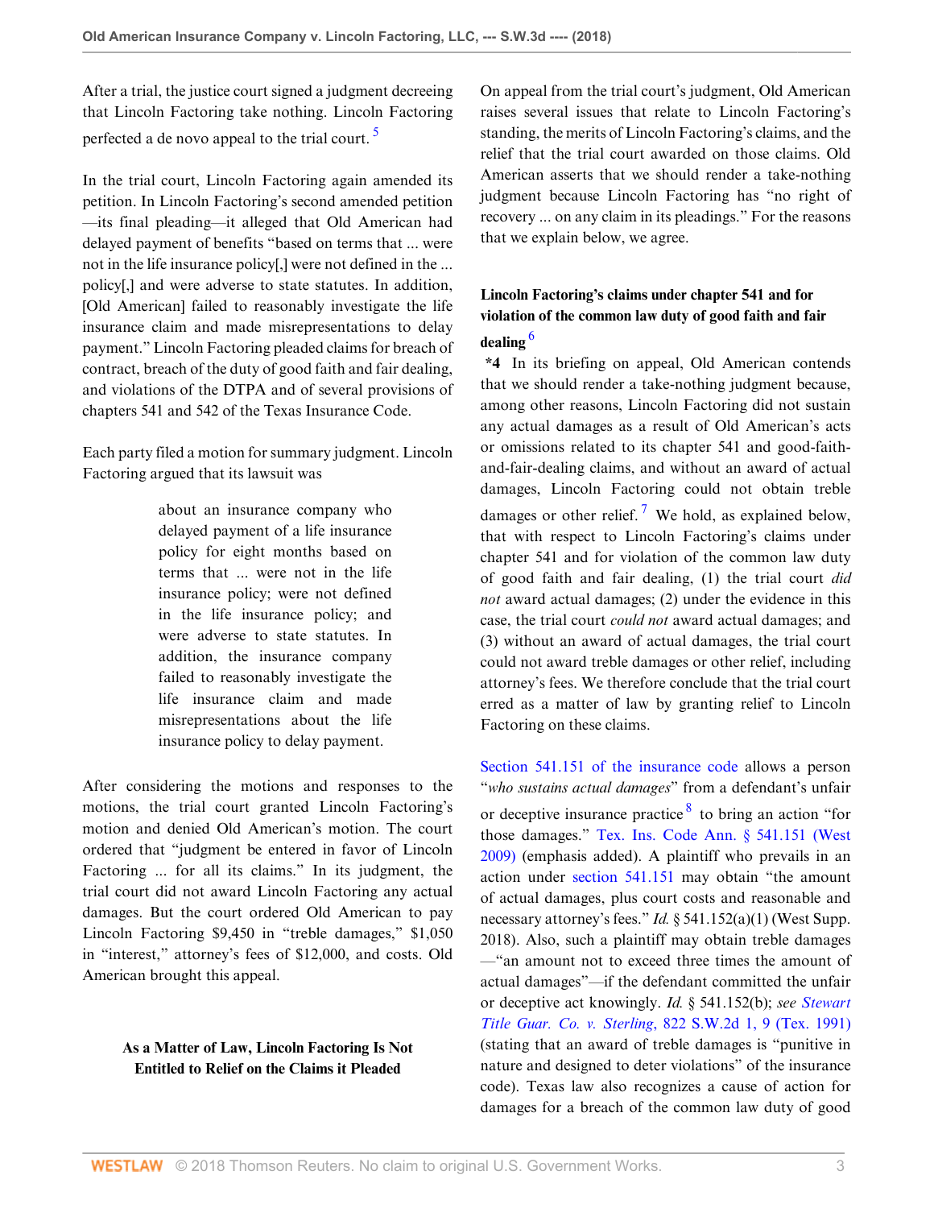After a trial, the justice court signed a judgment decreeing that Lincoln Factoring take nothing. Lincoln Factoring perfected a de novo appeal to the trial court. [5]

In the trial court, Lincoln Factoring again amended its petition. In Lincoln Factoring's second amended petition—its final pleading—it alleged that Old American had delayed payment of benefits "based on terms that ... were not in the life insurance policy[,] were not defined in the ... policy[,] and were adverse to state statutes. In addition, [Old American] failed to reasonably investigate the life insurance claim and made misrepresentations to delay payment." Lincoln Factoring pleaded claims for breach of contract, breach of the duty of good faith and fair dealing, and violations of the DTPA and of several provisions of chapters 541 and 542 of the Texas Insurance Code.

Each party filed a motion for summary judgment. Lincoln Factoring argued that its lawsuit was

> about an insurance company who delayed payment of a life insurance policy for eight months based on terms that ... were not in the life insurance policy; were not defined in the life insurance policy; and were adverse to state statutes. In addition, the insurance company failed to reasonably investigate the life insurance claim and made misrepresentations about the life insurance policy to delay payment.

After considering the motions and responses to the motions, the trial court granted Lincoln Factoring's motion and denied Old American's motion. The court ordered that "judgment be entered in favor of Lincoln Factoring ... for all its claims." In its judgment, the trial court did not award Lincoln Factoring any actual damages. But the court ordered Old American to pay Lincoln Factoring $9,450 in "treble damages," $1,050 in "interest," attorney's fees of $12,000, and costs. Old American brought this appeal.

## As a Matter of Law, Lincoln Factoring Is Not Entitled to Relief on the Claims it Pleaded

On appeal from the trial court's judgment, Old American raises several issues that relate to Lincoln Factoring's standing, the merits of Lincoln Factoring's claims, and the relief that the trial court awarded on those claims. Old American asserts that we should render a take-nothing judgment because Lincoln Factoring has "no right of recovery ... on any claim in its pleadings." For the reasons that we explain below, we agree.

### Lincoln Factoring's claims under chapter 541 and for violation of the common law duty of good faith and fair dealing [6]

**\*4** In its briefing on appeal, Old American contends that we should render a take-nothing judgment because, among other reasons, Lincoln Factoring did not sustain any actual damages as a result of Old American's acts or omissions related to its chapter 541 and good-faith-and-fair-dealing claims, and without an award of actual damages, Lincoln Factoring could not obtain treble damages or other relief. [7] We hold, as explained below, that with respect to Lincoln Factoring's claims under chapter 541 and for violation of the common law duty of good faith and fair dealing, (1) the trial court *did not* award actual damages; (2) under the evidence in this case, the trial court *could not* award actual damages; and (3) without an award of actual damages, the trial court could not award treble damages or other relief, including attorney's fees. We therefore conclude that the trial court erred as a matter of law by granting relief to Lincoln Factoring on these claims.

Section 541.151 of the insurance code allows a person "*who sustains actual damages*" from a defendant's unfair or deceptive insurance practice [8] to bring an action "for those damages." Tex. Ins. Code Ann. § 541.151 (West 2009) (emphasis added). A plaintiff who prevails in an action under section 541.151 may obtain "the amount of actual damages, plus court costs and reasonable and necessary attorney's fees." *Id.* § 541.152(a)(1) (West Supp. 2018). Also, such a plaintiff may obtain treble damages—"an amount not to exceed three times the amount of actual damages"—if the defendant committed the unfair or deceptive act knowingly. *Id.* § 541.152(b); *see Stewart Title Guar. Co. v. Sterling*, 822 S.W.2d 1, 9 (Tex. 1991) (stating that an award of treble damages is "punitive in nature and designed to deter violations" of the insurance code). Texas law also recognizes a cause of action for damages for a breach of the common law duty of good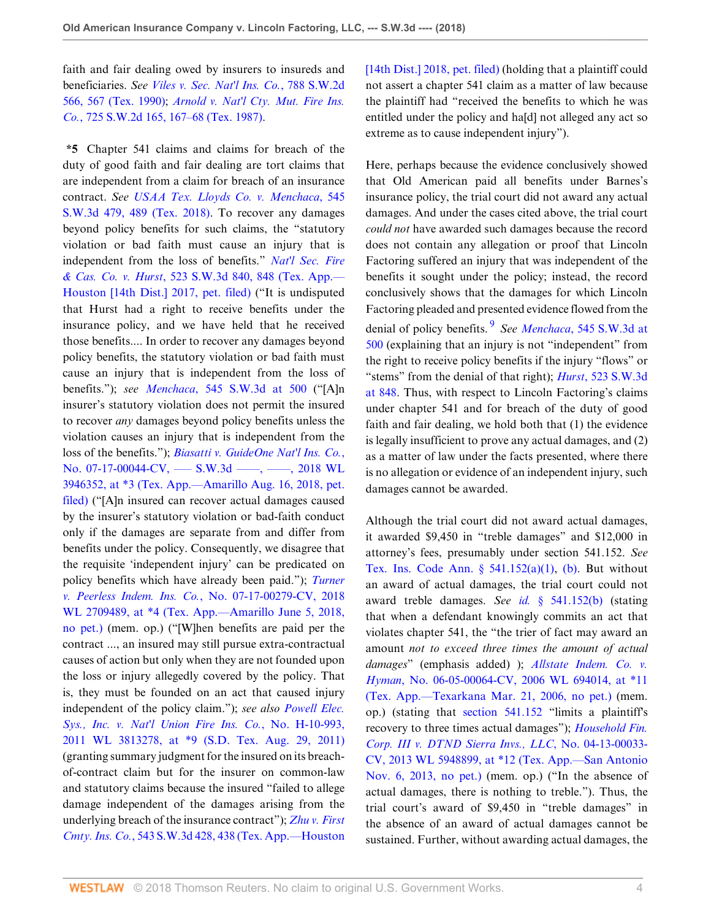faith and fair dealing owed by insurers to insureds and beneficiaries. *See Viles v. Sec. Nat'l Ins. Co.*, 788 S.W.2d 566, 567 (Tex. 1990); *Arnold v. Nat'l Cty. Mut. Fire Ins. Co.*, 725 S.W.2d 165, 167–68 (Tex. 1987).

**\*5** Chapter 541 claims and claims for breach of the duty of good faith and fair dealing are tort claims that are independent from a claim for breach of an insurance contract. *See USAA Tex. Lloyds Co. v. Menchaca*, 545 S.W.3d 479, 489 (Tex. 2018). To recover any damages beyond policy benefits for such claims, the "statutory violation or bad faith must cause an injury that is independent from the loss of benefits." *Nat'l Sec. Fire & Cas. Co. v. Hurst*, 523 S.W.3d 840, 848 (Tex. App.—Houston [14th Dist.] 2017, pet. filed) ("It is undisputed that Hurst had a right to receive benefits under the insurance policy, and we have held that he received those benefits.... In order to recover any damages beyond policy benefits, the statutory violation or bad faith must cause an injury that is independent from the loss of benefits."); *see Menchaca*, 545 S.W.3d at 500 ("[A]n insurer's statutory violation does not permit the insured to recover *any* damages beyond policy benefits unless the violation causes an injury that is independent from the loss of the benefits."); *Biasatti v. GuideOne Nat'l Ins. Co.*, No. 07-17-00044-CV, ––– S.W.3d ––––, ––––, 2018 WL 3946352, at *3 (Tex. App.—Amarillo Aug. 16, 2018, pet. filed) ("[A]n insured can recover actual damages caused by the insurer's statutory violation or bad-faith conduct only if the damages are separate from and differ from benefits under the policy. Consequently, we disagree that the requisite 'independent injury' can be predicated on policy benefits which have already been paid."); *Turner v. Peerless Indem. Ins. Co.*, No. 07-17-00279-CV, 2018 WL 2709489, at *4 (Tex. App.—Amarillo June 5, 2018, no pet.) (mem. op.) ("[W]hen benefits are paid per the contract ..., an insured may still pursue extra-contractual causes of action but only when they are not founded upon the loss or injury allegedly covered by the policy. That is, they must be founded on an act that caused injury independent of the policy claim."); *see also Powell Elec. Sys., Inc. v. Nat'l Union Fire Ins. Co.*, No. H-10-993, 2011 WL 3813278, at *9 (S.D. Tex. Aug. 29, 2011) (granting summary judgment for the insured on its breach-of-contract claim but for the insurer on common-law and statutory claims because the insured "failed to allege damage independent of the damages arising from the underlying breach of the insurance contract"); *Zhu v. First Cmty. Ins. Co.*, 543 S.W.3d 428, 438 (Tex. App.—Houston [14th Dist.] 2018, pet. filed) (holding that a plaintiff could not assert a chapter 541 claim as a matter of law because the plaintiff had "received the benefits to which he was entitled under the policy and ha[d] not alleged any act so extreme as to cause independent injury").

Here, perhaps because the evidence conclusively showed that Old American paid all benefits under Barnes's insurance policy, the trial court did not award any actual damages. And under the cases cited above, the trial court *could not* have awarded such damages because the record does not contain any allegation or proof that Lincoln Factoring suffered an injury that was independent of the benefits it sought under the policy; instead, the record conclusively shows that the damages for which Lincoln Factoring pleaded and presented evidence flowed from the denial of policy benefits.[9] *See Menchaca*, 545 S.W.3d at 500 (explaining that an injury is not "independent" from the right to receive policy benefits if the injury "flows" or "stems" from the denial of that right); *Hurst*, 523 S.W.3d at 848. Thus, with respect to Lincoln Factoring's claims under chapter 541 and for breach of the duty of good faith and fair dealing, we hold both that (1) the evidence is legally insufficient to prove any actual damages, and (2) as a matter of law under the facts presented, where there is no allegation or evidence of an independent injury, such damages cannot be awarded.

Although the trial court did not award actual damages, it awarded $9,450 in "treble damages" and $12,000 in attorney's fees, presumably under section 541.152. *See* Tex. Ins. Code Ann. § 541.152(a)(1), (b). But without an award of actual damages, the trial court could not award treble damages. *See id.* § 541.152(b) (stating that when a defendant knowingly commits an act that violates chapter 541, the "the trier of fact may award an amount *not to exceed three times the amount of actual damages*" (emphasis added) ); *Allstate Indem. Co. v. Hyman*, No. 06-05-00064-CV, 2006 WL 694014, at *11 (Tex. App.—Texarkana Mar. 21, 2006, no pet.) (mem. op.) (stating that section 541.152 "limits a plaintiff's recovery to three times actual damages"); *Household Fin. Corp. III v. DTND Sierra Invs., LLC*, No. 04-13-00033-CV, 2013 WL 5948899, at *12 (Tex. App.—San Antonio Nov. 6, 2013, no pet.) (mem. op.) ("In the absence of actual damages, there is nothing to treble."). Thus, the trial court's award of $9,450 in "treble damages" in the absence of an award of actual damages cannot be sustained. Further, without awarding actual damages, the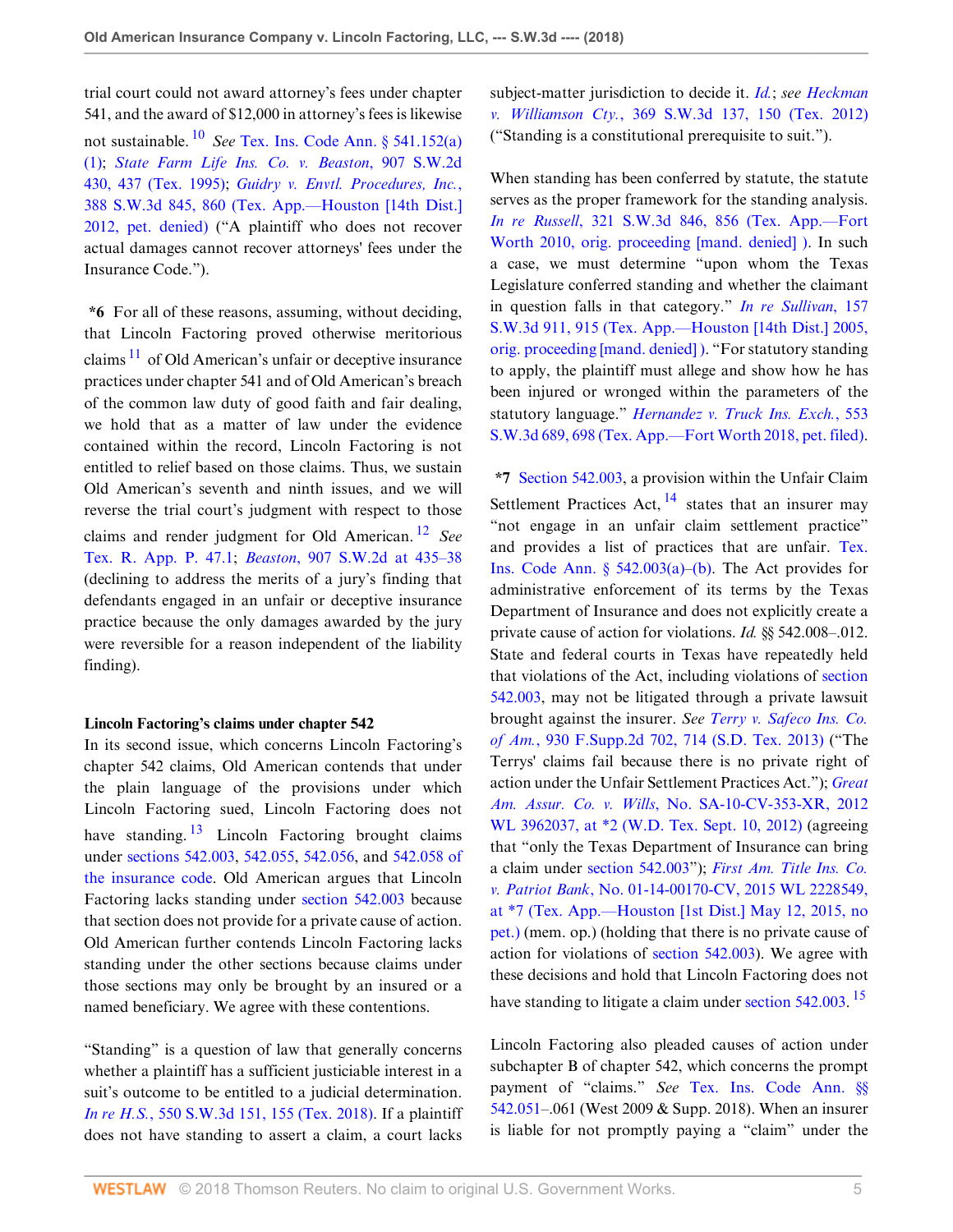trial court could not award attorney's fees under chapter 541, and the award of $12,000 in attorney's fees is likewise not sustainable.[10] *See* Tex. Ins. Code Ann. § 541.152(a)(1); *State Farm Life Ins. Co. v. Beaston*, 907 S.W.2d 430, 437 (Tex. 1995); *Guidry v. Envtl. Procedures, Inc.*, 388 S.W.3d 845, 860 (Tex. App.—Houston [14th Dist.] 2012, pet. denied) ("A plaintiff who does not recover actual damages cannot recover attorneys' fees under the Insurance Code.").

**\*6** For all of these reasons, assuming, without deciding, that Lincoln Factoring proved otherwise meritorious claims[11] of Old American's unfair or deceptive insurance practices under chapter 541 and of Old American's breach of the common law duty of good faith and fair dealing, we hold that as a matter of law under the evidence contained within the record, Lincoln Factoring is not entitled to relief based on those claims. Thus, we sustain Old American's seventh and ninth issues, and we will reverse the trial court's judgment with respect to those claims and render judgment for Old American.[12] *See* Tex. R. App. P. 47.1; *Beaston*, 907 S.W.2d at 435–38 (declining to address the merits of a jury's finding that defendants engaged in an unfair or deceptive insurance practice because the only damages awarded by the jury were reversible for a reason independent of the liability finding).

**Lincoln Factoring's claims under chapter 542**

In its second issue, which concerns Lincoln Factoring's chapter 542 claims, Old American contends that under the plain language of the provisions under which Lincoln Factoring sued, Lincoln Factoring does not have standing.[13] Lincoln Factoring brought claims under sections 542.003, 542.055, 542.056, and 542.058 of the insurance code. Old American argues that Lincoln Factoring lacks standing under section 542.003 because that section does not provide for a private cause of action. Old American further contends Lincoln Factoring lacks standing under the other sections because claims under those sections may only be brought by an insured or a named beneficiary. We agree with these contentions.

"Standing" is a question of law that generally concerns whether a plaintiff has a sufficient justiciable interest in a suit's outcome to be entitled to a judicial determination. *In re H.S.*, 550 S.W.3d 151, 155 (Tex. 2018). If a plaintiff does not have standing to assert a claim, a court lacks subject-matter jurisdiction to decide it. *Id.*; *see Heckman v. Williamson Cty.*, 369 S.W.3d 137, 150 (Tex. 2012) ("Standing is a constitutional prerequisite to suit.").

When standing has been conferred by statute, the statute serves as the proper framework for the standing analysis. *In re Russell*, 321 S.W.3d 846, 856 (Tex. App.—Fort Worth 2010, orig. proceeding [mand. denied] ). In such a case, we must determine "upon whom the Texas Legislature conferred standing and whether the claimant in question falls in that category." *In re Sullivan*, 157 S.W.3d 911, 915 (Tex. App.—Houston [14th Dist.] 2005, orig. proceeding [mand. denied] ). "For statutory standing to apply, the plaintiff must allege and show how he has been injured or wronged within the parameters of the statutory language." *Hernandez v. Truck Ins. Exch.*, 553 S.W.3d 689, 698 (Tex. App.—Fort Worth 2018, pet. filed).

**\*7** Section 542.003, a provision within the Unfair Claim Settlement Practices Act,[14] states that an insurer may "not engage in an unfair claim settlement practice" and provides a list of practices that are unfair. Tex. Ins. Code Ann. § 542.003(a)–(b). The Act provides for administrative enforcement of its terms by the Texas Department of Insurance and does not explicitly create a private cause of action for violations. *Id.* §§ 542.008–.012. State and federal courts in Texas have repeatedly held that violations of the Act, including violations of section 542.003, may not be litigated through a private lawsuit brought against the insurer. *See Terry v. Safeco Ins. Co. of Am.*, 930 F.Supp.2d 702, 714 (S.D. Tex. 2013) ("The Terrys' claims fail because there is no private right of action under the Unfair Settlement Practices Act."); *Great Am. Assur. Co. v. Wills*, No. SA-10-CV-353-XR, 2012 WL 3962037, at \*2 (W.D. Tex. Sept. 10, 2012) (agreeing that "only the Texas Department of Insurance can bring a claim under section 542.003"); *First Am. Title Ins. Co. v. Patriot Bank*, No. 01-14-00170-CV, 2015 WL 2228549, at \*7 (Tex. App.—Houston [1st Dist.] May 12, 2015, no pet.) (mem. op.) (holding that there is no private cause of action for violations of section 542.003). We agree with these decisions and hold that Lincoln Factoring does not have standing to litigate a claim under section 542.003.[15]

Lincoln Factoring also pleaded causes of action under subchapter B of chapter 542, which concerns the prompt payment of "claims." *See* Tex. Ins. Code Ann. §§ 542.051–.061 (West 2009 & Supp. 2018). When an insurer is liable for not promptly paying a "claim" under the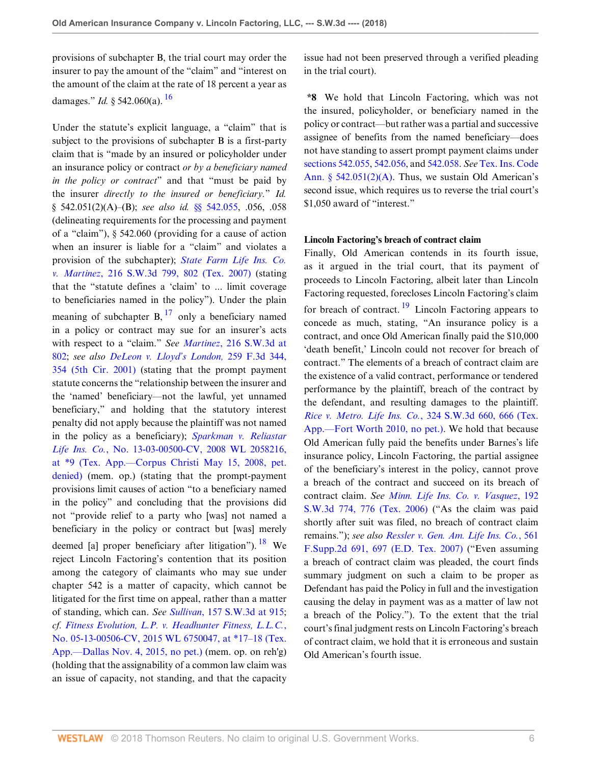provisions of subchapter B, the trial court may order the insurer to pay the amount of the "claim" and "interest on the amount of the claim at the rate of 18 percent a year as damages." *Id.* § 542.060(a).[16]

Under the statute's explicit language, a "claim" that is subject to the provisions of subchapter B is a first-party claim that is "made by an insured or policyholder under an insurance policy or contract *or by a beneficiary named in the policy or contract*" and that "must be paid by the insurer *directly to the insured or beneficiary*." *Id.* § 542.051(2)(A)–(B); *see also id.* §§ 542.055, .056, .058 (delineating requirements for the processing and payment of a "claim"), § 542.060 (providing for a cause of action when an insurer is liable for a "claim" and violates a provision of the subchapter); *State Farm Life Ins. Co. v. Martinez*, 216 S.W.3d 799, 802 (Tex. 2007) (stating that the "statute defines a 'claim' to ... limit coverage to beneficiaries named in the policy"). Under the plain meaning of subchapter B,[17] only a beneficiary named in a policy or contract may sue for an insurer's acts with respect to a "claim." *See Martinez*, 216 S.W.3d at 802; *see also DeLeon v. Lloyd's London,* 259 F.3d 344, 354 (5th Cir. 2001) (stating that the prompt payment statute concerns the "relationship between the insurer and the 'named' beneficiary—not the lawful, yet unnamed beneficiary," and holding that the statutory interest penalty did not apply because the plaintiff was not named in the policy as a beneficiary); *Sparkman v. Reliastar Life Ins. Co.*, No. 13-03-00500-CV, 2008 WL 2058216, at *9 (Tex. App.—Corpus Christi May 15, 2008, pet. denied) (mem. op.) (stating that the prompt-payment provisions limit causes of action "to a beneficiary named in the policy" and concluding that the provisions did not "provide relief to a party who [was] not named a beneficiary in the policy or contract but [was] merely deemed [a] proper beneficiary after litigation").[18] We reject Lincoln Factoring's contention that its position among the category of claimants who may sue under chapter 542 is a matter of capacity, which cannot be litigated for the first time on appeal, rather than a matter of standing, which can. *See Sullivan*, 157 S.W.3d at 915; *cf. Fitness Evolution, L.P. v. Headhunter Fitness, L.L.C.*, No. 05-13-00506-CV, 2015 WL 6750047, at *17–18 (Tex. App.—Dallas Nov. 4, 2015, no pet.) (mem. op. on reh'g) (holding that the assignability of a common law claim was an issue of capacity, not standing, and that the capacity issue had not been preserved through a verified pleading in the trial court).

**\*8** We hold that Lincoln Factoring, which was not the insured, policyholder, or beneficiary named in the policy or contract—but rather was a partial and successive assignee of benefits from the named beneficiary—does not have standing to assert prompt payment claims under sections 542.055, 542.056, and 542.058. *See* Tex. Ins. Code Ann. § 542.051(2)(A). Thus, we sustain Old American's second issue, which requires us to reverse the trial court's $1,050 award of "interest."

**Lincoln Factoring's breach of contract claim**

Finally, Old American contends in its fourth issue, as it argued in the trial court, that its payment of proceeds to Lincoln Factoring, albeit later than Lincoln Factoring requested, forecloses Lincoln Factoring's claim for breach of contract.[19] Lincoln Factoring appears to concede as much, stating, "An insurance policy is a contract, and once Old American finally paid the $10,000 'death benefit,' Lincoln could not recover for breach of contract." The elements of a breach of contract claim are the existence of a valid contract, performance or tendered performance by the plaintiff, breach of the contract by the defendant, and resulting damages to the plaintiff. *Rice v. Metro. Life Ins. Co.*, 324 S.W.3d 660, 666 (Tex. App.—Fort Worth 2010, no pet.). We hold that because Old American fully paid the benefits under Barnes's life insurance policy, Lincoln Factoring, the partial assignee of the beneficiary's interest in the policy, cannot prove a breach of the contract and succeed on its breach of contract claim. *See Minn. Life Ins. Co. v. Vasquez*, 192 S.W.3d 774, 776 (Tex. 2006) ("As the claim was paid shortly after suit was filed, no breach of contract claim remains."); *see also Ressler v. Gen. Am. Life Ins. Co.*, 561 F.Supp.2d 691, 697 (E.D. Tex. 2007) ("Even assuming a breach of contract claim was pleaded, the court finds summary judgment on such a claim to be proper as Defendant has paid the Policy in full and the investigation causing the delay in payment was as a matter of law not a breach of the Policy."). To the extent that the trial court's final judgment rests on Lincoln Factoring's breach of contract claim, we hold that it is erroneous and sustain Old American's fourth issue.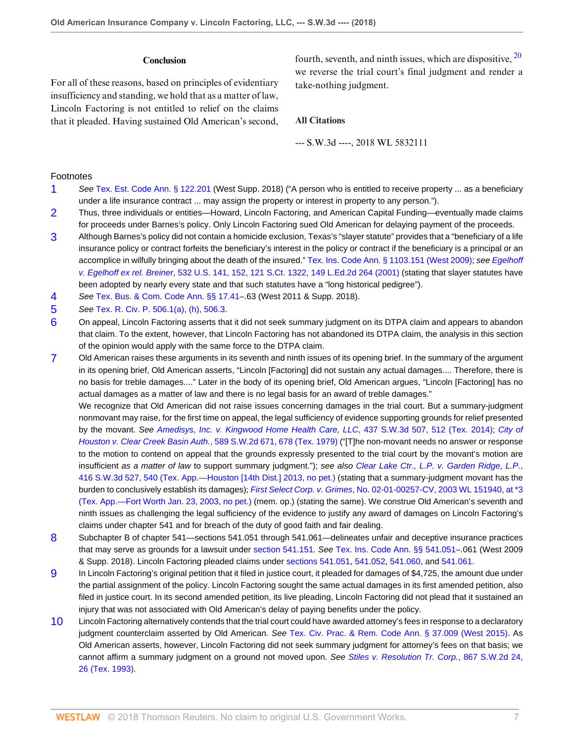### Conclusion

For all of these reasons, based on principles of evidentiary insufficiency and standing, we hold that as a matter of law, Lincoln Factoring is not entitled to relief on the claims that it pleaded. Having sustained Old American's second, fourth, seventh, and ninth issues, which are dispositive,[20] we reverse the trial court's final judgment and render a take-nothing judgment.

**All Citations**

--- S.W.3d ----, 2018 WL 5832111

Footnotes

1. *See* Tex. Est. Code Ann. § 122.201 (West Supp. 2018) ("A person who is entitled to receive property ... as a beneficiary under a life insurance contract ... may assign the property or interest in property to any person.").
2. Thus, three individuals or entities—Howard, Lincoln Factoring, and American Capital Funding—eventually made claims for proceeds under Barnes's policy. Only Lincoln Factoring sued Old American for delaying payment of the proceeds.
3. Although Barnes's policy did not contain a homicide exclusion, Texas's "slayer statute" provides that a "beneficiary of a life insurance policy or contract forfeits the beneficiary's interest in the policy or contract if the beneficiary is a principal or an accomplice in wilfully bringing about the death of the insured." Tex. Ins. Code Ann. § 1103.151 (West 2009); *see Egelhoff v. Egelhoff ex rel. Breiner*, 532 U.S. 141, 152, 121 S.Ct. 1322, 149 L.Ed.2d 264 (2001) (stating that slayer statutes have been adopted by nearly every state and that such statutes have a "long historical pedigree").
4. *See* Tex. Bus. & Com. Code Ann. §§ 17.41–.63 (West 2011 & Supp. 2018).
5. *See* Tex. R. Civ. P. 506.1(a), (h), 506.3.
6. On appeal, Lincoln Factoring asserts that it did not seek summary judgment on its DTPA claim and appears to abandon that claim. To the extent, however, that Lincoln Factoring has not abandoned its DTPA claim, the analysis in this section of the opinion would apply with the same force to the DTPA claim.
7. Old American raises these arguments in its seventh and ninth issues of its opening brief. In the summary of the argument in its opening brief, Old American asserts, "Lincoln [Factoring] did not sustain any actual damages.... Therefore, there is no basis for treble damages...." Later in the body of its opening brief, Old American argues, "Lincoln [Factoring] has no actual damages as a matter of law and there is no legal basis for an award of treble damages."

   We recognize that Old American did not raise issues concerning damages in the trial court. But a summary-judgment nonmovant may raise, for the first time on appeal, the legal sufficiency of evidence supporting grounds for relief presented by the movant. *See Amedisys, Inc. v. Kingwood Home Health Care, LLC*, 437 S.W.3d 507, 512 (Tex. 2014); *City of Houston v. Clear Creek Basin Auth.*, 589 S.W.2d 671, 678 (Tex. 1979) ("[T]he non-movant needs no answer or response to the motion to contend on appeal that the grounds expressly presented to the trial court by the movant's motion are insufficient *as a matter of law* to support summary judgment."); *see also Clear Lake Ctr., L.P. v. Garden Ridge, L.P.*, 416 S.W.3d 527, 540 (Tex. App.—Houston [14th Dist.] 2013, no pet.) (stating that a summary-judgment movant has the burden to conclusively establish its damages); *First Select Corp. v. Grimes*, No. 02-01-00257-CV, 2003 WL 151940, at *3 (Tex. App.—Fort Worth Jan. 23, 2003, no pet.) (mem. op.) (stating the same). We construe Old American's seventh and ninth issues as challenging the legal sufficiency of the evidence to justify any award of damages on Lincoln Factoring's claims under chapter 541 and for breach of the duty of good faith and fair dealing.
8. Subchapter B of chapter 541—sections 541.051 through 541.061—delineates unfair and deceptive insurance practices that may serve as grounds for a lawsuit under section 541.151. *See* Tex. Ins. Code Ann. §§ 541.051–.061 (West 2009 & Supp. 2018). Lincoln Factoring pleaded claims under sections 541.051, 541.052, 541.060, and 541.061.
9. In Lincoln Factoring's original petition that it filed in justice court, it pleaded for damages of $4,725, the amount due under the partial assignment of the policy. Lincoln Factoring sought the same actual damages in its first amended petition, also filed in justice court. In its second amended petition, its live pleading, Lincoln Factoring did not plead that it sustained an injury that was not associated with Old American's delay of paying benefits under the policy.
10. Lincoln Factoring alternatively contends that the trial court could have awarded attorney's fees in response to a declaratory judgment counterclaim asserted by Old American. *See* Tex. Civ. Prac. & Rem. Code Ann. § 37.009 (West 2015). As Old American asserts, however, Lincoln Factoring did not seek summary judgment for attorney's fees on that basis; we cannot affirm a summary judgment on a ground not moved upon. *See Stiles v. Resolution Tr. Corp.*, 867 S.W.2d 24, 26 (Tex. 1993).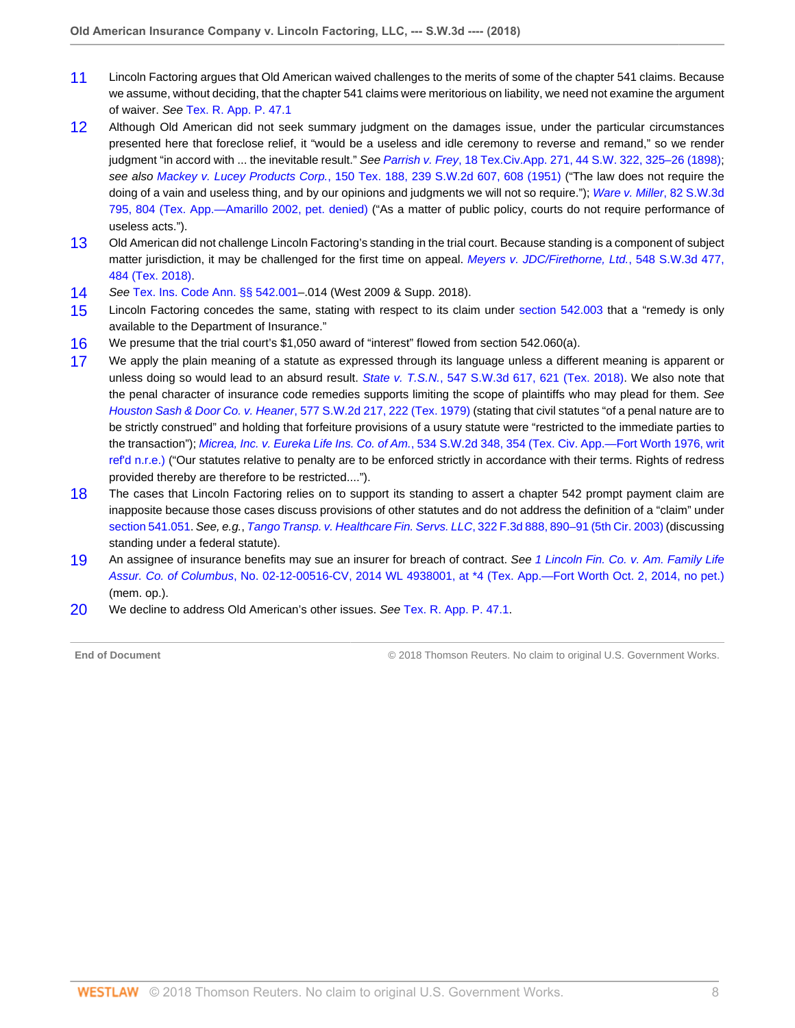11 Lincoln Factoring argues that Old American waived challenges to the merits of some of the chapter 541 claims. Because we assume, without deciding, that the chapter 541 claims were meritorious on liability, we need not examine the argument of waiver. *See* Tex. R. App. P. 47.1

12 Although Old American did not seek summary judgment on the damages issue, under the particular circumstances presented here that foreclose relief, it "would be a useless and idle ceremony to reverse and remand," so we render judgment "in accord with ... the inevitable result." *See Parrish v. Frey*, 18 Tex.Civ.App. 271, 44 S.W. 322, 325–26 (1898); *see also Mackey v. Lucey Products Corp.*, 150 Tex. 188, 239 S.W.2d 607, 608 (1951) ("The law does not require the doing of a vain and useless thing, and by our opinions and judgments we will not so require."); *Ware v. Miller*, 82 S.W.3d 795, 804 (Tex. App.—Amarillo 2002, pet. denied) ("As a matter of public policy, courts do not require performance of useless acts.").

13 Old American did not challenge Lincoln Factoring's standing in the trial court. Because standing is a component of subject matter jurisdiction, it may be challenged for the first time on appeal. *Meyers v. JDC/Firethorne, Ltd.*, 548 S.W.3d 477, 484 (Tex. 2018).

14 *See* Tex. Ins. Code Ann. §§ 542.001–.014 (West 2009 & Supp. 2018).

15 Lincoln Factoring concedes the same, stating with respect to its claim under section 542.003 that a "remedy is only available to the Department of Insurance."

16 We presume that the trial court's $1,050 award of "interest" flowed from section 542.060(a).

17 We apply the plain meaning of a statute as expressed through its language unless a different meaning is apparent or unless doing so would lead to an absurd result. *State v. T.S.N.*, 547 S.W.3d 617, 621 (Tex. 2018). We also note that the penal character of insurance code remedies supports limiting the scope of plaintiffs who may plead for them. *See Houston Sash & Door Co. v. Heaner*, 577 S.W.2d 217, 222 (Tex. 1979) (stating that civil statutes "of a penal nature are to be strictly construed" and holding that forfeiture provisions of a usury statute were "restricted to the immediate parties to the transaction"); *Micrea, Inc. v. Eureka Life Ins. Co. of Am.*, 534 S.W.2d 348, 354 (Tex. Civ. App.—Fort Worth 1976, writ ref'd n.r.e.) ("Our statutes relative to penalty are to be enforced strictly in accordance with their terms. Rights of redress provided thereby are therefore to be restricted....").

18 The cases that Lincoln Factoring relies on to support its standing to assert a chapter 542 prompt payment claim are inapposite because those cases discuss provisions of other statutes and do not address the definition of a "claim" under section 541.051. *See, e.g.*, *Tango Transp. v. Healthcare Fin. Servs. LLC*, 322 F.3d 888, 890–91 (5th Cir. 2003) (discussing standing under a federal statute).

19 An assignee of insurance benefits may sue an insurer for breach of contract. *See 1 Lincoln Fin. Co. v. Am. Family Life Assur. Co. of Columbus*, No. 02-12-00516-CV, 2014 WL 4938001, at *4 (Tex. App.—Fort Worth Oct. 2, 2014, no pet.) (mem. op.).

20 We decline to address Old American's other issues. *See* Tex. R. App. P. 47.1.

**End of Document** © 2018 Thomson Reuters. No claim to original U.S. Government Works.